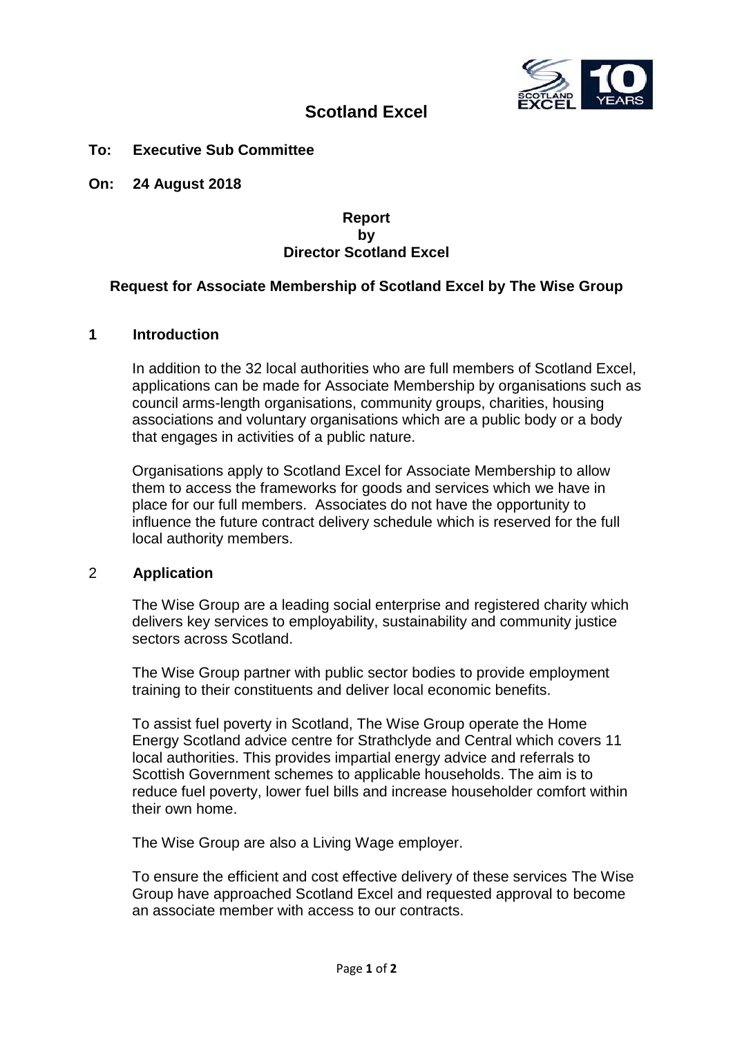# Scotland Excel

**To: Executive Sub Committee**

**On: 24 August 2018**

**Report**
**by**
**Director Scotland Excel**

## Request for Associate Membership of Scotland Excel by The Wise Group

### 1 Introduction

In addition to the 32 local authorities who are full members of Scotland Excel, applications can be made for Associate Membership by organisations such as council arms-length organisations, community groups, charities, housing associations and voluntary organisations which are a public body or a body that engages in activities of a public nature.

Organisations apply to Scotland Excel for Associate Membership to allow them to access the frameworks for goods and services which we have in place for our full members. Associates do not have the opportunity to influence the future contract delivery schedule which is reserved for the full local authority members.

### 2 Application

The Wise Group are a leading social enterprise and registered charity which delivers key services to employability, sustainability and community justice sectors across Scotland.

The Wise Group partner with public sector bodies to provide employment training to their constituents and deliver local economic benefits.

To assist fuel poverty in Scotland, The Wise Group operate the Home Energy Scotland advice centre for Strathclyde and Central which covers 11 local authorities. This provides impartial energy advice and referrals to Scottish Government schemes to applicable households. The aim is to reduce fuel poverty, lower fuel bills and increase householder comfort within their own home.

The Wise Group are also a Living Wage employer.

To ensure the efficient and cost effective delivery of these services The Wise Group have approached Scotland Excel and requested approval to become an associate member with access to our contracts.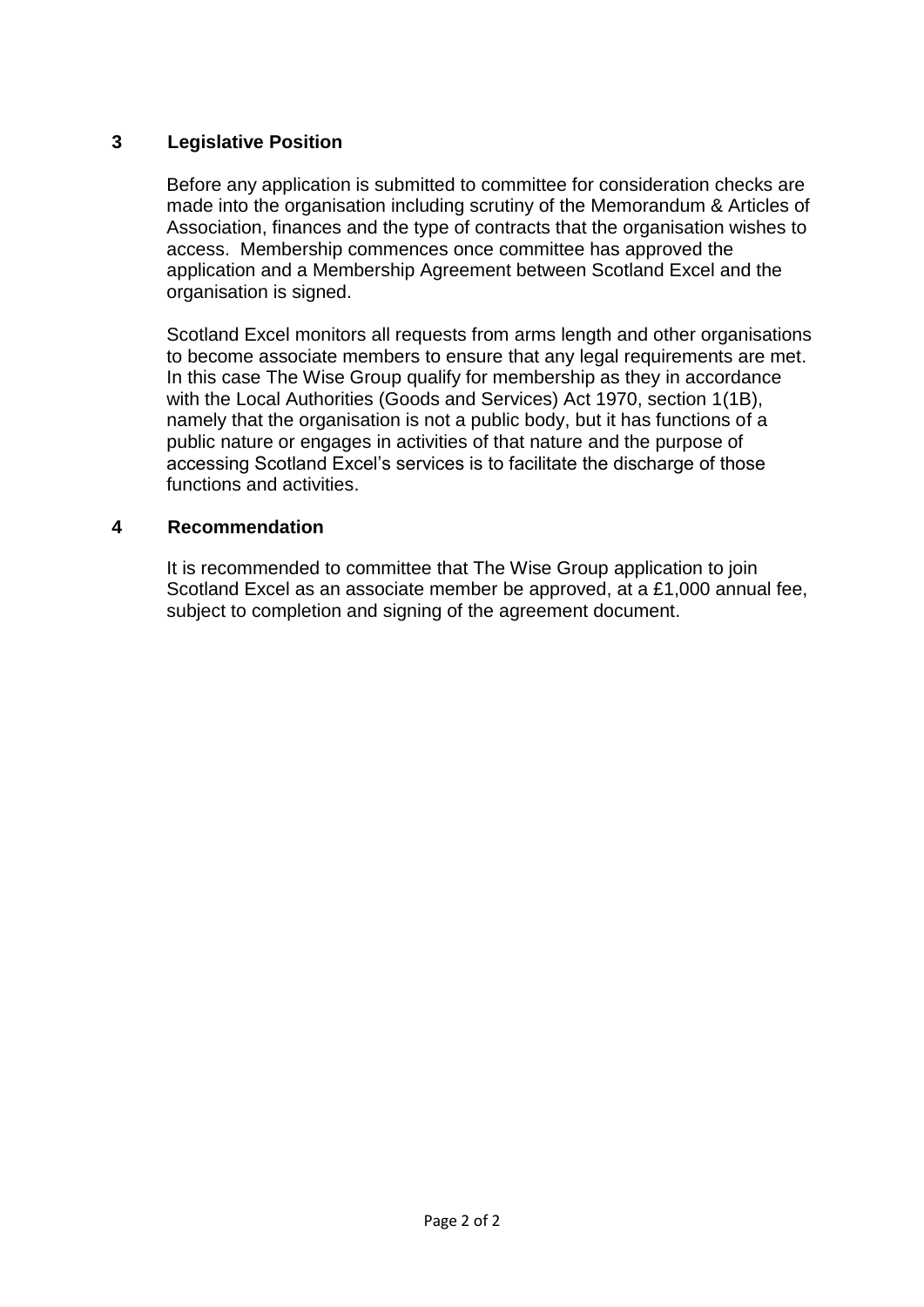## 3 Legislative Position

Before any application is submitted to committee for consideration checks are made into the organisation including scrutiny of the Memorandum & Articles of Association, finances and the type of contracts that the organisation wishes to access. Membership commences once committee has approved the application and a Membership Agreement between Scotland Excel and the organisation is signed.

Scotland Excel monitors all requests from arms length and other organisations to become associate members to ensure that any legal requirements are met. In this case The Wise Group qualify for membership as they in accordance with the Local Authorities (Goods and Services) Act 1970, section 1(1B), namely that the organisation is not a public body, but it has functions of a public nature or engages in activities of that nature and the purpose of accessing Scotland Excel's services is to facilitate the discharge of those functions and activities.

## 4 Recommendation

It is recommended to committee that The Wise Group application to join Scotland Excel as an associate member be approved, at a £1,000 annual fee, subject to completion and signing of the agreement document.